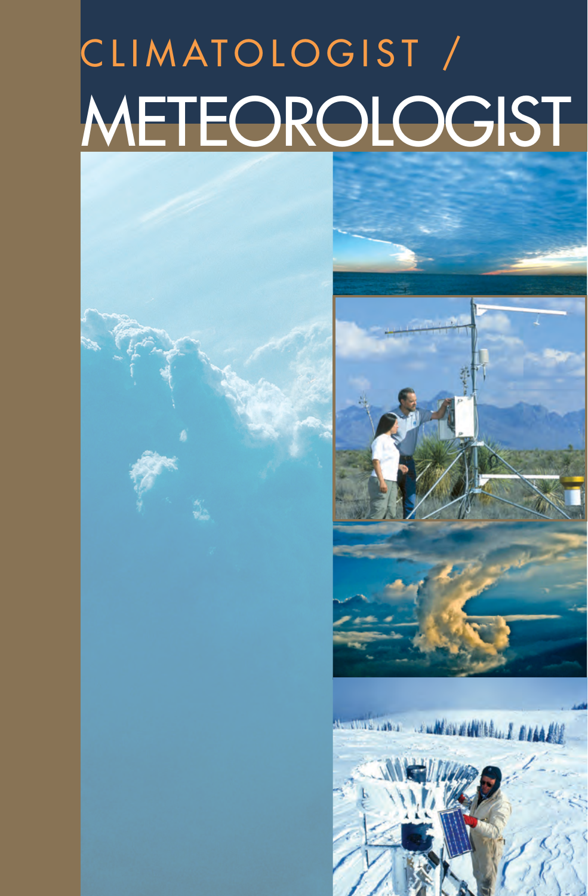# CLIMATOLOGIST / METEOROLOGIST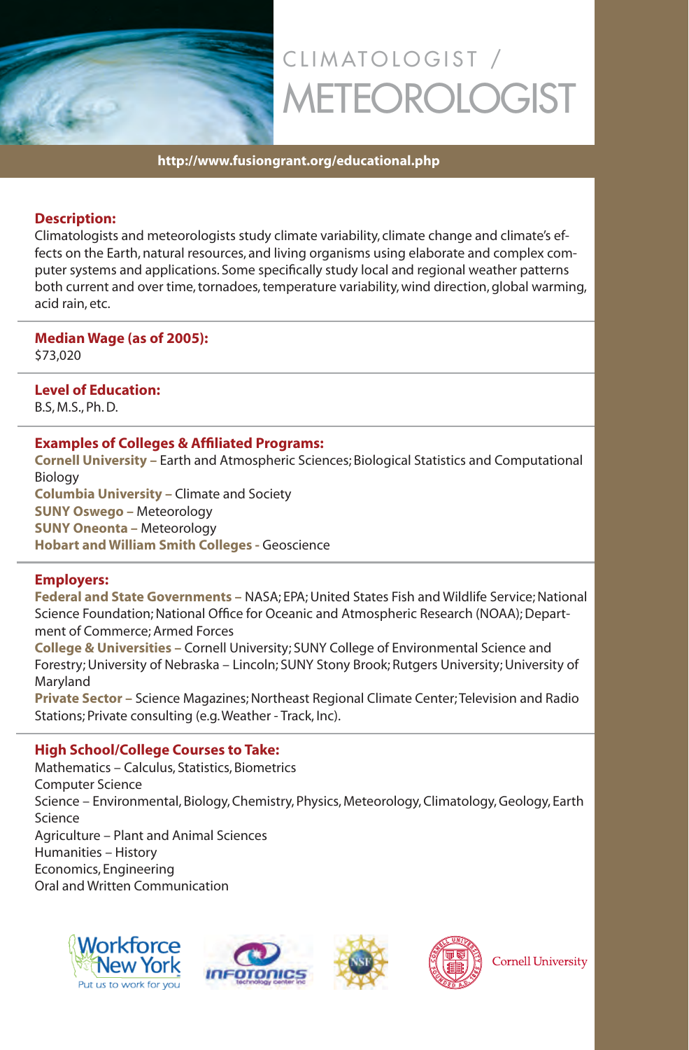# CLIMATOLOGIST / METEOROLOGIST

**http://www.fusiongrant.org/educational.php**

## Description:

Climatologists and meteorologists study climate variability, climate change and climate's effects on the Earth, natural resources, and living organisms using elaborate and complex computer systems and applications. Some specifically study local and regional weather patterns both current and over time, tornadoes, temperature variability, wind direction, global warming, acid rain, etc.

## Median Wage (as of 2005):

$73,020

## Level of Education:

B.S, M.S., Ph. D.

## Examples of Colleges & Affiliated Programs:

**Cornell University –** Earth and Atmospheric Sciences; Biological Statistics and Computational Biology
**Columbia University –** Climate and Society
**SUNY Oswego –** Meteorology
**SUNY Oneonta –** Meteorology
**Hobart and William Smith Colleges -** Geoscience

## Employers:

**Federal and State Governments –** NASA; EPA; United States Fish and Wildlife Service; National Science Foundation; National Office for Oceanic and Atmospheric Research (NOAA); Department of Commerce; Armed Forces
**College & Universities –** Cornell University; SUNY College of Environmental Science and Forestry; University of Nebraska – Lincoln; SUNY Stony Brook; Rutgers University; University of Maryland
**Private Sector –** Science Magazines; Northeast Regional Climate Center; Television and Radio Stations; Private consulting (e.g. Weather - Track, Inc).

## High School/College Courses to Take:

Mathematics – Calculus, Statistics, Biometrics
Computer Science
Science – Environmental, Biology, Chemistry, Physics, Meteorology, Climatology, Geology, Earth Science
Agriculture – Plant and Animal Sciences
Humanities – History
Economics, Engineering
Oral and Written Communication

Workforce New York – Put us to work for you
Infotonics technology center inc
NSF
Cornell University